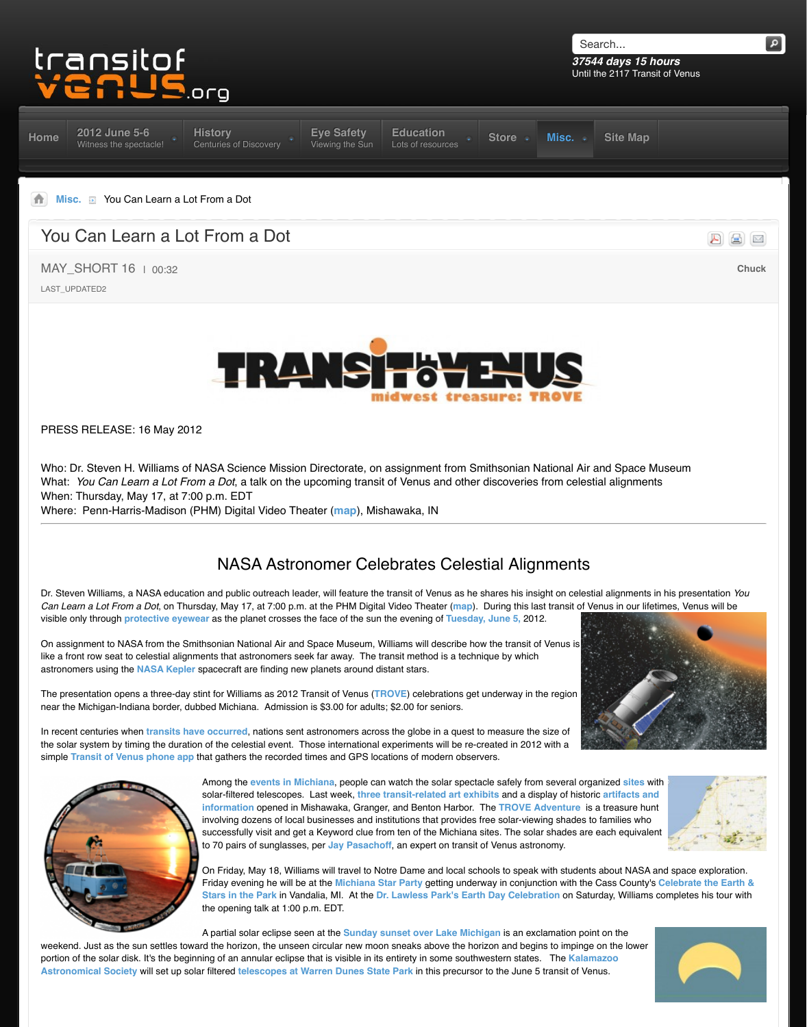transitof venus.org

37544 days 15 hours
Until the 2117 Transit of Venus

Home | 2012 June 5-6 Witness the spectacle! | History Centuries of Discovery | Eye Safety Viewing the Sun | Education Lots of resources | Store | Misc. | Site Map

Misc. > You Can Learn a Lot From a Dot

# You Can Learn a Lot From a Dot

MAY_SHORT 16 | 00:32

LAST_UPDATED2

Chuck

PRESS RELEASE: 16 May 2012

Who: Dr. Steven H. Williams of NASA Science Mission Directorate, on assignment from Smithsonian National Air and Space Museum
What: *You Can Learn a Lot From a Dot*, a talk on the upcoming transit of Venus and other discoveries from celestial alignments
When: Thursday, May 17, at 7:00 p.m. EDT
Where: Penn-Harris-Madison (PHM) Digital Video Theater (map), Mishawaka, IN

## NASA Astronomer Celebrates Celestial Alignments

Dr. Steven Williams, a NASA education and public outreach leader, will feature the transit of Venus as he shares his insight on celestial alignments in his presentation *You Can Learn a Lot From a Dot*, on Thursday, May 17, at 7:00 p.m. at the PHM Digital Video Theater (map). During this last transit of Venus in our lifetimes, Venus will be visible only through protective eyewear as the planet crosses the face of the sun the evening of Tuesday, June 5, 2012.

On assignment to NASA from the Smithsonian National Air and Space Museum, Williams will describe how the transit of Venus is like a front row seat to celestial alignments that astronomers seek far away. The transit method is a technique by which astronomers using the NASA Kepler spacecraft are finding new planets around distant stars.

The presentation opens a three-day stint for Williams as 2012 Transit of Venus (TROVE) celebrations get underway in the region near the Michigan-Indiana border, dubbed Michiana. Admission is $3.00 for adults; $2.00 for seniors.

In recent centuries when transits have occurred, nations sent astronomers across the globe in a quest to measure the size of the solar system by timing the duration of the celestial event. Those international experiments will be re-created in 2012 with a simple Transit of Venus phone app that gathers the recorded times and GPS locations of modern observers.

Among the events in Michiana, people can watch the solar spectacle safely from several organized sites with solar-filtered telescopes. Last week, three transit-related art exhibits and a display of historic artifacts and information opened in Mishawaka, Granger, and Benton Harbor. The TROVE Adventure is a treasure hunt involving dozens of local businesses and institutions that provides free solar-viewing shades to families who successfully visit and get a Keyword clue from ten of the Michiana sites. The solar shades are each equivalent to 70 pairs of sunglasses, per Jay Pasachoff, an expert on transit of Venus astronomy.

On Friday, May 18, Williams will travel to Notre Dame and local schools to speak with students about NASA and space exploration. Friday evening he will be at the Michiana Star Party getting underway in conjunction with the Cass County's Celebrate the Earth & Stars in the Park in Vandalia, MI. At the Dr. Lawless Park's Earth Day Celebration on Saturday, Williams completes his tour with the opening talk at 1:00 p.m. EDT.

A partial solar eclipse seen at the Sunday sunset over Lake Michigan is an exclamation point on the weekend. Just as the sun settles toward the horizon, the unseen circular new moon sneaks above the horizon and begins to impinge on the lower portion of the solar disk. It's the beginning of an annular eclipse that is visible in its entirety in some southwestern states. The Kalamazoo Astronomical Society will set up solar filtered telescopes at Warren Dunes State Park in this precursor to the June 5 transit of Venus.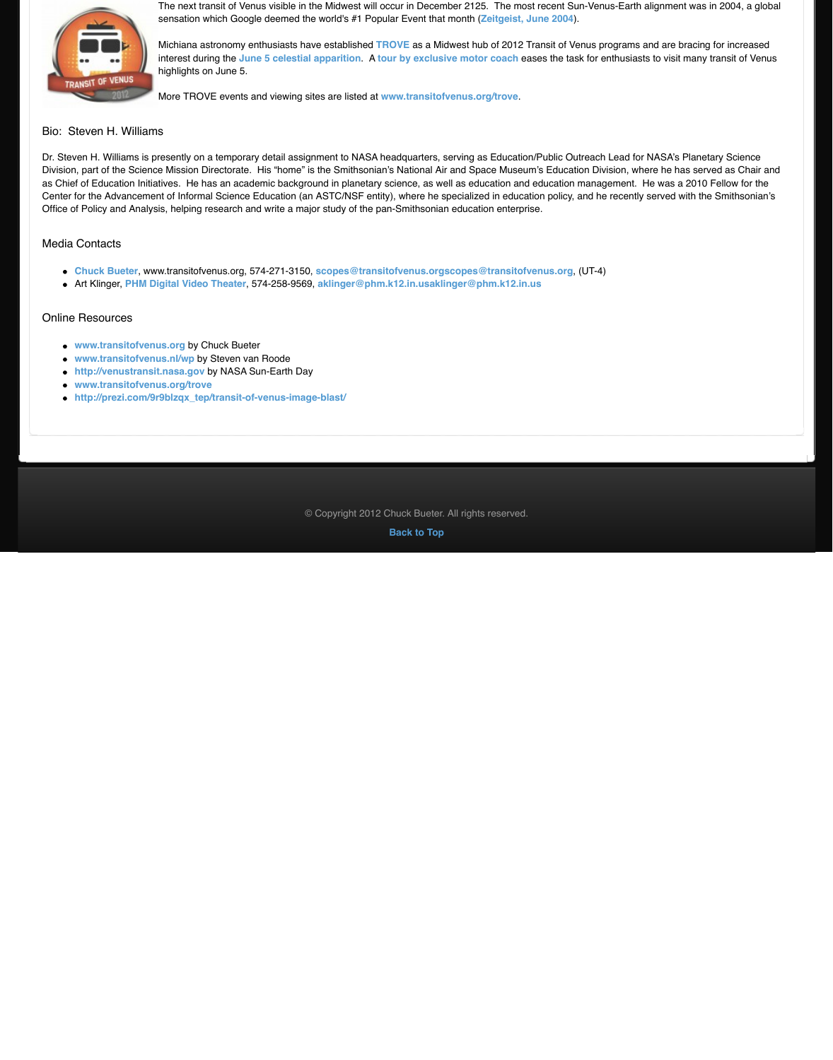The next transit of Venus visible in the Midwest will occur in December 2125. The most recent Sun-Venus-Earth alignment was in 2004, a global sensation which Google deemed the world's #1 Popular Event that month (**Zeitgeist, June 2004**).

Michiana astronomy enthusiasts have established **TROVE** as a Midwest hub of 2012 Transit of Venus programs and are bracing for increased interest during the **June 5 celestial apparition**. A **tour by exclusive motor coach** eases the task for enthusiasts to visit many transit of Venus highlights on June 5.

More TROVE events and viewing sites are listed at **www.transitofvenus.org/trove**.

## Bio: Steven H. Williams

Dr. Steven H. Williams is presently on a temporary detail assignment to NASA headquarters, serving as Education/Public Outreach Lead for NASA's Planetary Science Division, part of the Science Mission Directorate. His "home" is the Smithsonian's National Air and Space Museum's Education Division, where he has served as Chair and as Chief of Education Initiatives. He has an academic background in planetary science, as well as education and education management. He was a 2010 Fellow for the Center for the Advancement of Informal Science Education (an ASTC/NSF entity), where he specialized in education policy, and he recently served with the Smithsonian's Office of Policy and Analysis, helping research and write a major study of the pan-Smithsonian education enterprise.

## Media Contacts

- **Chuck Bueter**, www.transitofvenus.org, 574-271-3150, **scopes@transitofvenus.orgscopes@transitofvenus.org**, (UT-4)
- Art Klinger, **PHM Digital Video Theater**, 574-258-9569, **aklinger@phm.k12.in.usaklinger@phm.k12.in.us**

## Online Resources

- **www.transitofvenus.org** by Chuck Bueter
- **www.transitofvenus.nl/wp** by Steven van Roode
- **http://venustransit.nasa.gov** by NASA Sun-Earth Day
- **www.transitofvenus.org/trove**
- **http://prezi.com/9r9blzqx_tep/transit-of-venus-image-blast/**

© Copyright 2012 Chuck Bueter. All rights reserved.

**Back to Top**